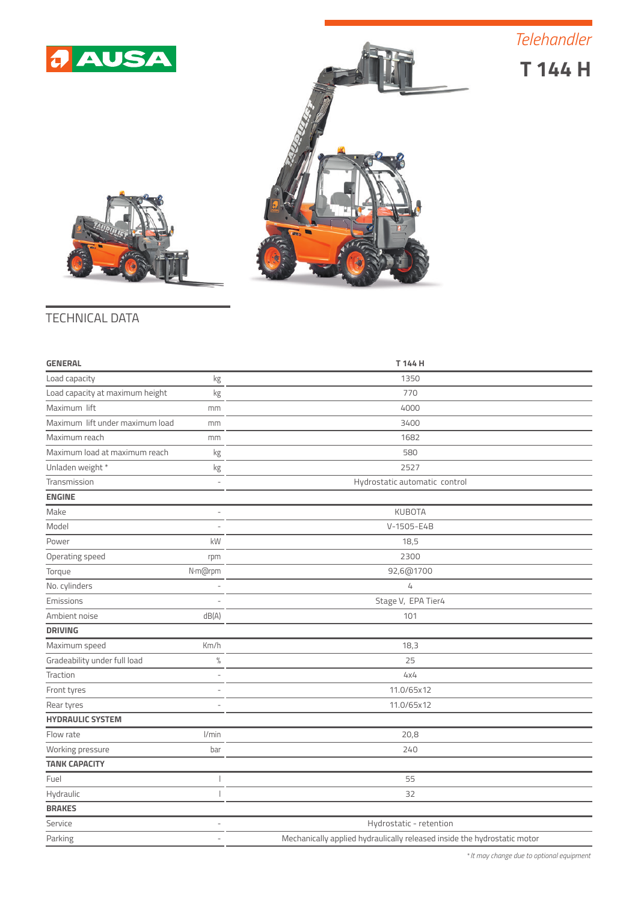AUSA

*Telehandler*

# T 144 H

## TECHNICAL DATA

| GENERAL | | T 144 H |
|---|---|---|
| Load capacity | kg | 1350 |
| Load capacity at maximum height | kg | 770 |
| Maximum lift | mm | 4000 |
| Maximum lift under maximum load | mm | 3400 |
| Maximum reach | mm | 1682 |
| Maximum load at maximum reach | kg | 580 |
| Unladen weight * | kg | 2527 |
| Transmission | - | Hydrostatic automatic control |
| **ENGINE** | | |
| Make | - | KUBOTA |
| Model | - | V-1505-E4B |
| Power | kW | 18,5 |
| Operating speed | rpm | 2300 |
| Torque | N·m@rpm | 92,6@1700 |
| No. cylinders | - | 4 |
| Emissions | - | Stage V, EPA Tier4 |
| Ambient noise | dB(A) | 101 |
| **DRIVING** | | |
| Maximum speed | Km/h | 18,3 |
| Gradeability under full load | % | 25 |
| Traction | - | 4x4 |
| Front tyres | - | 11.0/65x12 |
| Rear tyres | - | 11.0/65x12 |
| **HYDRAULIC SYSTEM** | | |
| Flow rate | l/min | 20,8 |
| Working pressure | bar | 240 |
| **TANK CAPACITY** | | |
| Fuel | l | 55 |
| Hydraulic | l | 32 |
| **BRAKES** | | |
| Service | - | Hydrostatic - retention |
| Parking | - | Mechanically applied hydraulically released inside the hydrostatic motor |

*\* It may change due to optional equipment*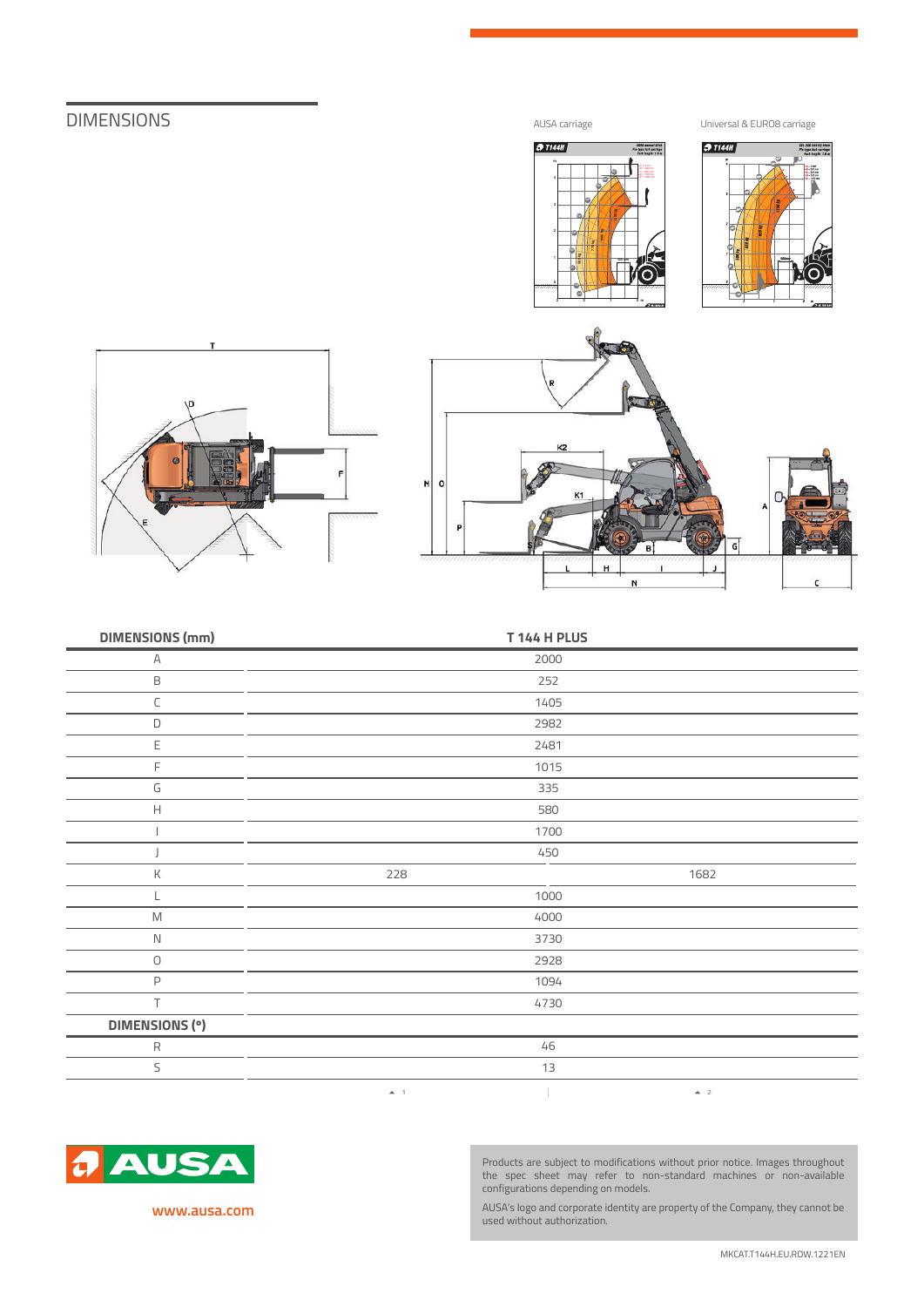## DIMENSIONS

AUSA carriage

Universal & EURO8 carriage

| DIMENSIONS (mm) | T 144 H PLUS | |
|---|---|---|
| A | 2000 | |
| B | 252 | |
| C | 1405 | |
| D | 2982 | |
| E | 2481 | |
| F | 1015 | |
| G | 335 | |
| H | 580 | |
| I | 1700 | |
| J | 450 | |
| K | 228 | 1682 |
| L | 1000 | |
| M | 4000 | |
| N | 3730 | |
| O | 2928 | |
| P | 1094 | |
| T | 4730 | |
| **DIMENSIONS (°)** | | |
| R | 46 | |
| S | 13 | |
| | ▲ 1 | ▲ 2 |

AUSA

www.ausa.com

Products are subject to modifications without prior notice. Images throughout the spec sheet may refer to non-standard machines or non-available configurations depending on models.

AUSA's logo and corporate identity are property of the Company, they cannot be used without authorization.

MKCAT.T144H.EU.ROW.1221EN